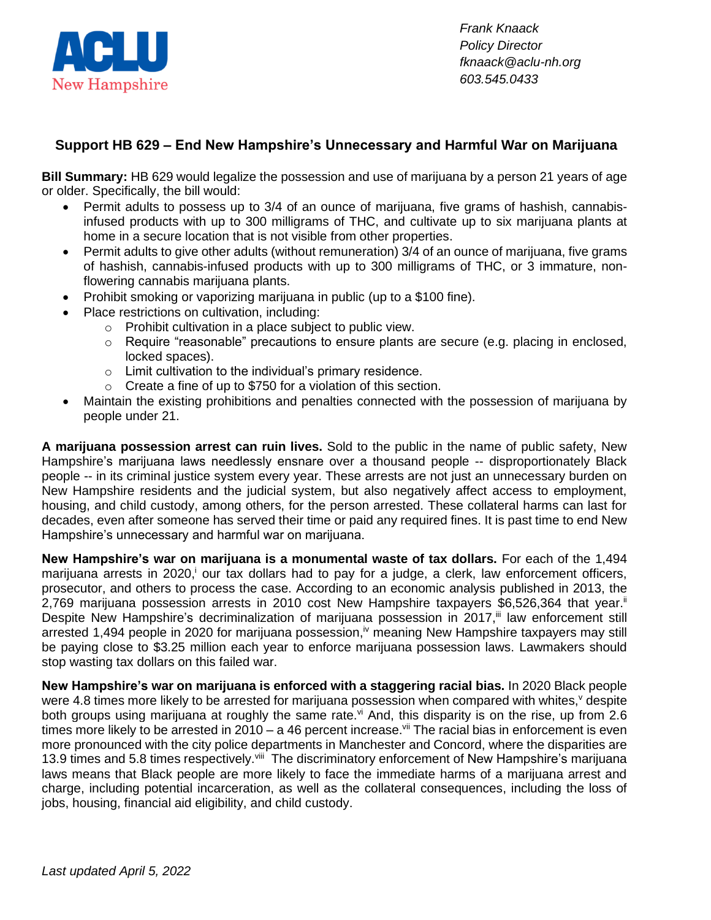ACLU New Hampshire

*Frank Knaack*
*Policy Director*
*fknaack@aclu-nh.org*
*603.545.0433*

## Support HB 629 – End New Hampshire's Unnecessary and Harmful War on Marijuana

**Bill Summary:** HB 629 would legalize the possession and use of marijuana by a person 21 years of age or older. Specifically, the bill would:

- Permit adults to possess up to 3/4 of an ounce of marijuana, five grams of hashish, cannabis-infused products with up to 300 milligrams of THC, and cultivate up to six marijuana plants at home in a secure location that is not visible from other properties.
- Permit adults to give other adults (without remuneration) 3/4 of an ounce of marijuana, five grams of hashish, cannabis-infused products with up to 300 milligrams of THC, or 3 immature, non-flowering cannabis marijuana plants.
- Prohibit smoking or vaporizing marijuana in public (up to a $100 fine).
- Place restrictions on cultivation, including:
  - Prohibit cultivation in a place subject to public view.
  - Require "reasonable" precautions to ensure plants are secure (e.g. placing in enclosed, locked spaces).
  - Limit cultivation to the individual's primary residence.
  - Create a fine of up to $750 for a violation of this section.
- Maintain the existing prohibitions and penalties connected with the possession of marijuana by people under 21.

**A marijuana possession arrest can ruin lives.** Sold to the public in the name of public safety, New Hampshire's marijuana laws needlessly ensnare over a thousand people -- disproportionately Black people -- in its criminal justice system every year. These arrests are not just an unnecessary burden on New Hampshire residents and the judicial system, but also negatively affect access to employment, housing, and child custody, among others, for the person arrested. These collateral harms can last for decades, even after someone has served their time or paid any required fines. It is past time to end New Hampshire's unnecessary and harmful war on marijuana.

**New Hampshire's war on marijuana is a monumental waste of tax dollars.** For each of the 1,494 marijuana arrests in 2020,[i] our tax dollars had to pay for a judge, a clerk, law enforcement officers, prosecutor, and others to process the case. According to an economic analysis published in 2013, the 2,769 marijuana possession arrests in 2010 cost New Hampshire taxpayers $6,526,364 that year.[ii] Despite New Hampshire's decriminalization of marijuana possession in 2017,[iii] law enforcement still arrested 1,494 people in 2020 for marijuana possession,[iv] meaning New Hampshire taxpayers may still be paying close to $3.25 million each year to enforce marijuana possession laws. Lawmakers should stop wasting tax dollars on this failed war.

**New Hampshire's war on marijuana is enforced with a staggering racial bias.** In 2020 Black people were 4.8 times more likely to be arrested for marijuana possession when compared with whites,[v] despite both groups using marijuana at roughly the same rate.[vi] And, this disparity is on the rise, up from 2.6 times more likely to be arrested in 2010 – a 46 percent increase.[vii] The racial bias in enforcement is even more pronounced with the city police departments in Manchester and Concord, where the disparities are 13.9 times and 5.8 times respectively.[viii] The discriminatory enforcement of New Hampshire's marijuana laws means that Black people are more likely to face the immediate harms of a marijuana arrest and charge, including potential incarceration, as well as the collateral consequences, including the loss of jobs, housing, financial aid eligibility, and child custody.

*Last updated April 5, 2022*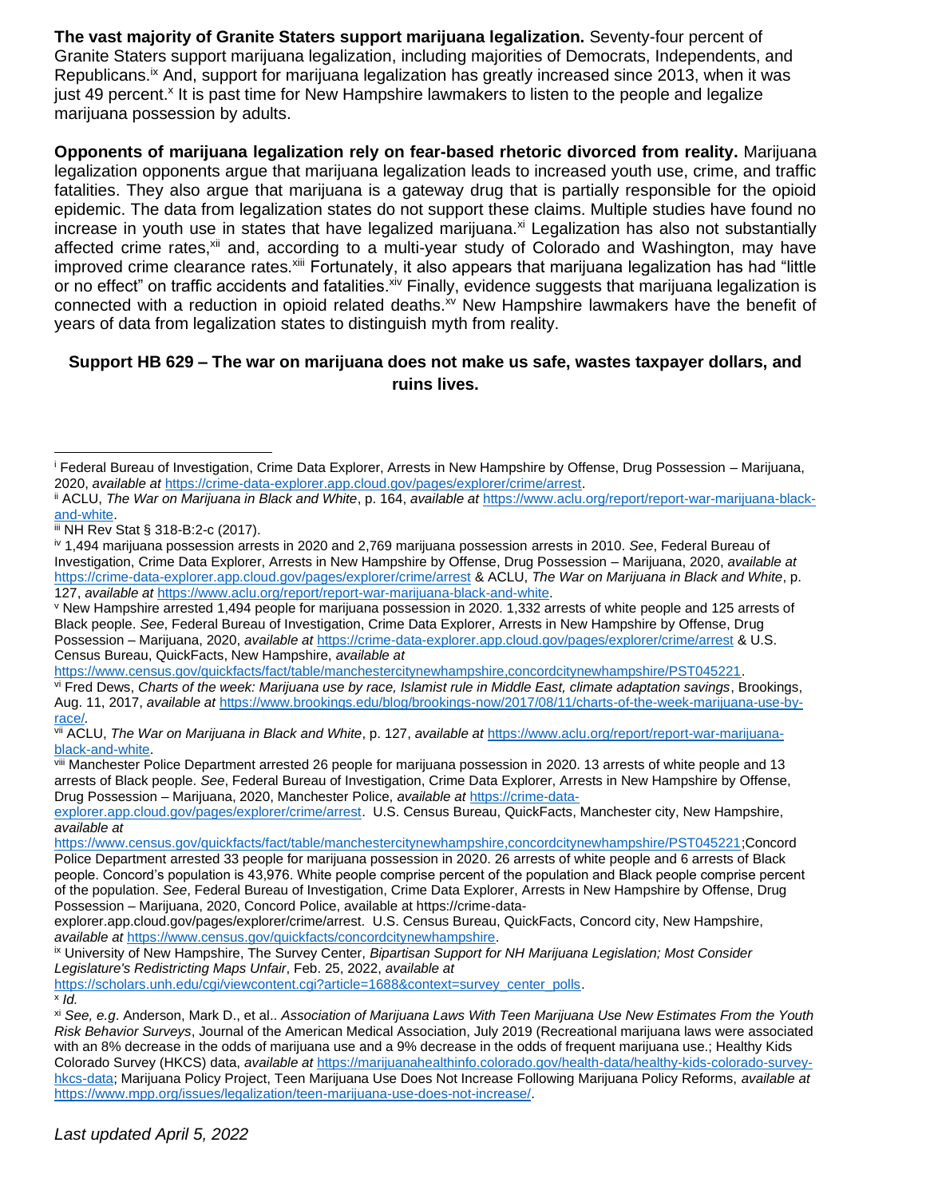**The vast majority of Granite Staters support marijuana legalization.** Seventy-four percent of Granite Staters support marijuana legalization, including majorities of Democrats, Independents, and Republicans.[ix] And, support for marijuana legalization has greatly increased since 2013, when it was just 49 percent.[x] It is past time for New Hampshire lawmakers to listen to the people and legalize marijuana possession by adults.

**Opponents of marijuana legalization rely on fear-based rhetoric divorced from reality.** Marijuana legalization opponents argue that marijuana legalization leads to increased youth use, crime, and traffic fatalities. They also argue that marijuana is a gateway drug that is partially responsible for the opioid epidemic. The data from legalization states do not support these claims. Multiple studies have found no increase in youth use in states that have legalized marijuana.[xi] Legalization has also not substantially affected crime rates,[xii] and, according to a multi-year study of Colorado and Washington, may have improved crime clearance rates.[xiii] Fortunately, it also appears that marijuana legalization has had "little or no effect" on traffic accidents and fatalities.[xiv] Finally, evidence suggests that marijuana legalization is connected with a reduction in opioid related deaths.[xv] New Hampshire lawmakers have the benefit of years of data from legalization states to distinguish myth from reality.

**Support HB 629 – The war on marijuana does not make us safe, wastes taxpayer dollars, and ruins lives.**

---

[i] Federal Bureau of Investigation, Crime Data Explorer, Arrests in New Hampshire by Offense, Drug Possession – Marijuana, 2020, *available at* https://crime-data-explorer.app.cloud.gov/pages/explorer/crime/arrest.

[ii] ACLU, *The War on Marijuana in Black and White*, p. 164, *available at* https://www.aclu.org/report/report-war-marijuana-black-and-white.

[iii] NH Rev Stat § 318-B:2-c (2017).

[iv] 1,494 marijuana possession arrests in 2020 and 2,769 marijuana possession arrests in 2010. *See*, Federal Bureau of Investigation, Crime Data Explorer, Arrests in New Hampshire by Offense, Drug Possession – Marijuana, 2020, *available at* https://crime-data-explorer.app.cloud.gov/pages/explorer/crime/arrest & ACLU, *The War on Marijuana in Black and White*, p. 127, *available at* https://www.aclu.org/report/report-war-marijuana-black-and-white.

[v] New Hampshire arrested 1,494 people for marijuana possession in 2020. 1,332 arrests of white people and 125 arrests of Black people. *See*, Federal Bureau of Investigation, Crime Data Explorer, Arrests in New Hampshire by Offense, Drug Possession – Marijuana, 2020, *available at* https://crime-data-explorer.app.cloud.gov/pages/explorer/crime/arrest & U.S. Census Bureau, QuickFacts, New Hampshire, *available at* https://www.census.gov/quickfacts/fact/table/manchestercitynewhampshire,concordcitynewhampshire/PST045221.

[vi] Fred Dews, *Charts of the week: Marijuana use by race, Islamist rule in Middle East, climate adaptation savings*, Brookings, Aug. 11, 2017, *available at* https://www.brookings.edu/blog/brookings-now/2017/08/11/charts-of-the-week-marijuana-use-by-race/.

[vii] ACLU, *The War on Marijuana in Black and White*, p. 127, *available at* https://www.aclu.org/report/report-war-marijuana-black-and-white.

[viii] Manchester Police Department arrested 26 people for marijuana possession in 2020. 13 arrests of white people and 13 arrests of Black people. *See*, Federal Bureau of Investigation, Crime Data Explorer, Arrests in New Hampshire by Offense, Drug Possession – Marijuana, 2020, Manchester Police, *available at* https://crime-data-explorer.app.cloud.gov/pages/explorer/crime/arrest. U.S. Census Bureau, QuickFacts, Manchester city, New Hampshire, *available at* https://www.census.gov/quickfacts/fact/table/manchestercitynewhampshire,concordcitynewhampshire/PST045221;Concord Police Department arrested 33 people for marijuana possession in 2020. 26 arrests of white people and 6 arrests of Black people. Concord's population is 43,976. White people comprise percent of the population and Black people comprise percent of the population. *See*, Federal Bureau of Investigation, Crime Data Explorer, Arrests in New Hampshire by Offense, Drug Possession – Marijuana, 2020, Concord Police, available at https://crime-data-explorer.app.cloud.gov/pages/explorer/crime/arrest. U.S. Census Bureau, QuickFacts, Concord city, New Hampshire, *available at* https://www.census.gov/quickfacts/concordcitynewhampshire.

[ix] University of New Hampshire, The Survey Center, *Bipartisan Support for NH Marijuana Legislation; Most Consider Legislature's Redistricting Maps Unfair*, Feb. 25, 2022, *available at* https://scholars.unh.edu/cgi/viewcontent.cgi?article=1688&context=survey_center_polls.

[x] *Id.*

[xi] *See, e.g*. Anderson, Mark D., et al.. *Association of Marijuana Laws With Teen Marijuana Use New Estimates From the Youth Risk Behavior Surveys*, Journal of the American Medical Association, July 2019 (Recreational marijuana laws were associated with an 8% decrease in the odds of marijuana use and a 9% decrease in the odds of frequent marijuana use.; Healthy Kids Colorado Survey (HKCS) data, *available at* https://marijuanahealthinfo.colorado.gov/health-data/healthy-kids-colorado-survey-hkcs-data; Marijuana Policy Project, Teen Marijuana Use Does Not Increase Following Marijuana Policy Reforms, *available at* https://www.mpp.org/issues/legalization/teen-marijuana-use-does-not-increase/.

*Last updated April 5, 2022*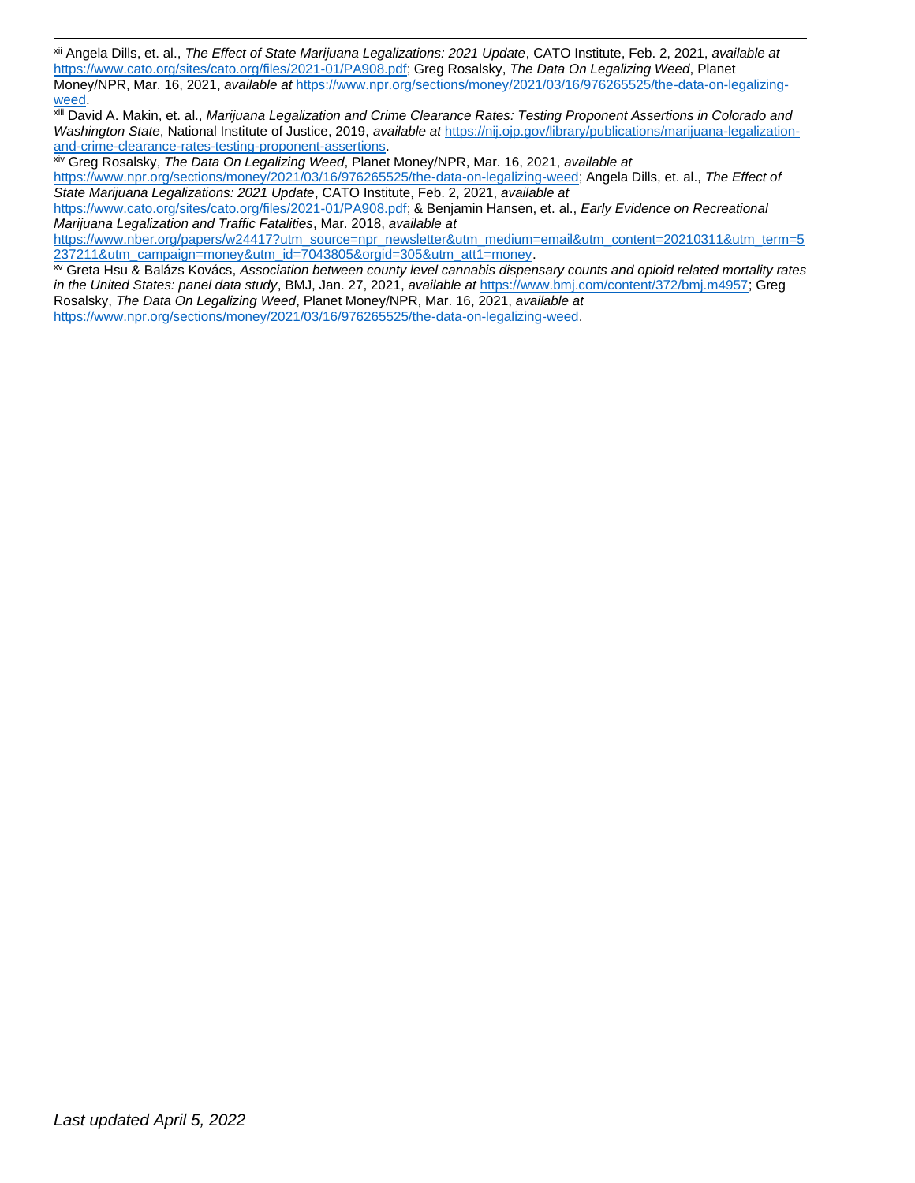[xii] Angela Dills, et. al., *The Effect of State Marijuana Legalizations: 2021 Update*, CATO Institute, Feb. 2, 2021, *available at* https://www.cato.org/sites/cato.org/files/2021-01/PA908.pdf; Greg Rosalsky, *The Data On Legalizing Weed*, Planet Money/NPR, Mar. 16, 2021, *available at* https://www.npr.org/sections/money/2021/03/16/976265525/the-data-on-legalizing-weed.

[xiii] David A. Makin, et. al., *Marijuana Legalization and Crime Clearance Rates: Testing Proponent Assertions in Colorado and Washington State*, National Institute of Justice, 2019, *available at* https://nij.ojp.gov/library/publications/marijuana-legalization-and-crime-clearance-rates-testing-proponent-assertions.

[xiv] Greg Rosalsky, *The Data On Legalizing Weed*, Planet Money/NPR, Mar. 16, 2021, *available at* https://www.npr.org/sections/money/2021/03/16/976265525/the-data-on-legalizing-weed; Angela Dills, et. al., *The Effect of State Marijuana Legalizations: 2021 Update*, CATO Institute, Feb. 2, 2021, *available at* https://www.cato.org/sites/cato.org/files/2021-01/PA908.pdf; & Benjamin Hansen, et. al., *Early Evidence on Recreational Marijuana Legalization and Traffic Fatalities*, Mar. 2018, *available at* https://www.nber.org/papers/w24417?utm_source=npr_newsletter&utm_medium=email&utm_content=20210311&utm_term=5237211&utm_campaign=money&utm_id=7043805&orgid=305&utm_att1=money.

[xv] Greta Hsu & Balázs Kovács, *Association between county level cannabis dispensary counts and opioid related mortality rates in the United States: panel data study*, BMJ, Jan. 27, 2021, *available at* https://www.bmj.com/content/372/bmj.m4957; Greg Rosalsky, *The Data On Legalizing Weed*, Planet Money/NPR, Mar. 16, 2021, *available at* https://www.npr.org/sections/money/2021/03/16/976265525/the-data-on-legalizing-weed.

*Last updated April 5, 2022*